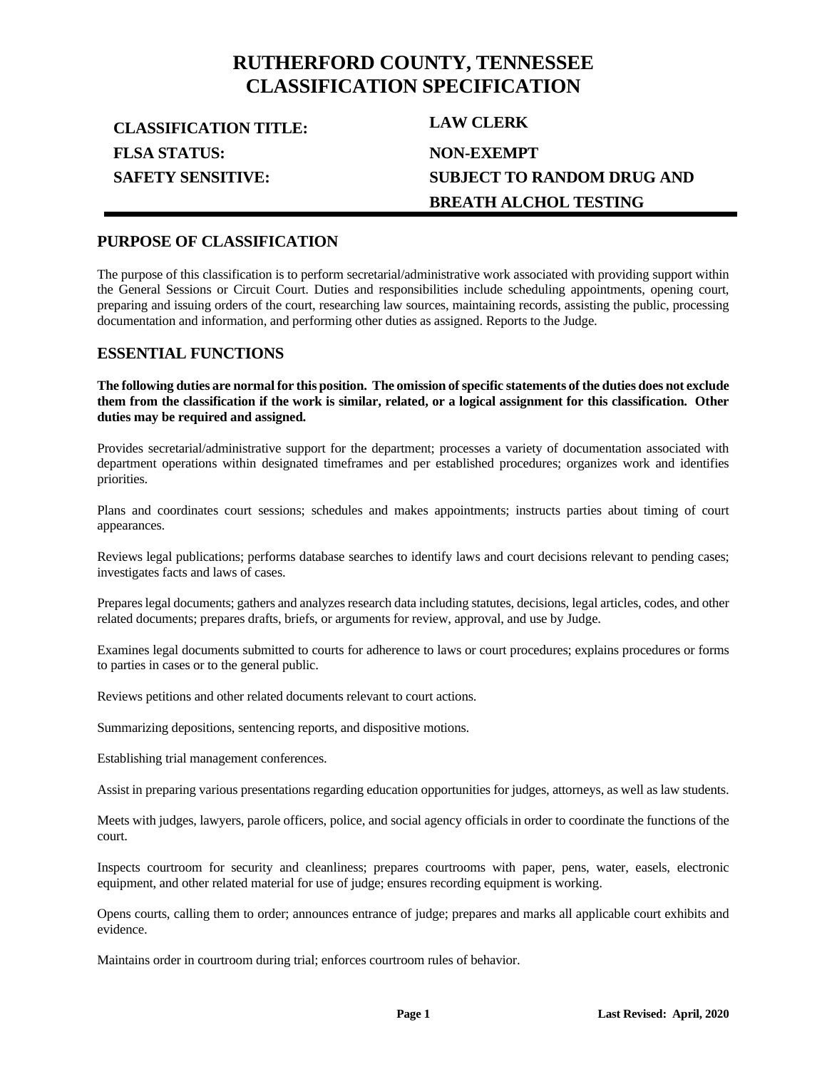# RUTHERFORD COUNTY, TENNESSEE
# CLASSIFICATION SPECIFICATION

**CLASSIFICATION TITLE:** **LAW CLERK**

**FLSA STATUS:** **NON-EXEMPT**

**SAFETY SENSITIVE:** **SUBJECT TO RANDOM DRUG AND BREATH ALCHOL TESTING**

## PURPOSE OF CLASSIFICATION

The purpose of this classification is to perform secretarial/administrative work associated with providing support within the General Sessions or Circuit Court. Duties and responsibilities include scheduling appointments, opening court, preparing and issuing orders of the court, researching law sources, maintaining records, assisting the public, processing documentation and information, and performing other duties as assigned. Reports to the Judge.

## ESSENTIAL FUNCTIONS

**The following duties are normal for this position. The omission of specific statements of the duties does not exclude them from the classification if the work is similar, related, or a logical assignment for this classification. Other duties may be required and assigned.**

Provides secretarial/administrative support for the department; processes a variety of documentation associated with department operations within designated timeframes and per established procedures; organizes work and identifies priorities.

Plans and coordinates court sessions; schedules and makes appointments; instructs parties about timing of court appearances.

Reviews legal publications; performs database searches to identify laws and court decisions relevant to pending cases; investigates facts and laws of cases.

Prepares legal documents; gathers and analyzes research data including statutes, decisions, legal articles, codes, and other related documents; prepares drafts, briefs, or arguments for review, approval, and use by Judge.

Examines legal documents submitted to courts for adherence to laws or court procedures; explains procedures or forms to parties in cases or to the general public.

Reviews petitions and other related documents relevant to court actions.

Summarizing depositions, sentencing reports, and dispositive motions.

Establishing trial management conferences.

Assist in preparing various presentations regarding education opportunities for judges, attorneys, as well as law students.

Meets with judges, lawyers, parole officers, police, and social agency officials in order to coordinate the functions of the court.

Inspects courtroom for security and cleanliness; prepares courtrooms with paper, pens, water, easels, electronic equipment, and other related material for use of judge; ensures recording equipment is working.

Opens courts, calling them to order; announces entrance of judge; prepares and marks all applicable court exhibits and evidence.

Maintains order in courtroom during trial; enforces courtroom rules of behavior.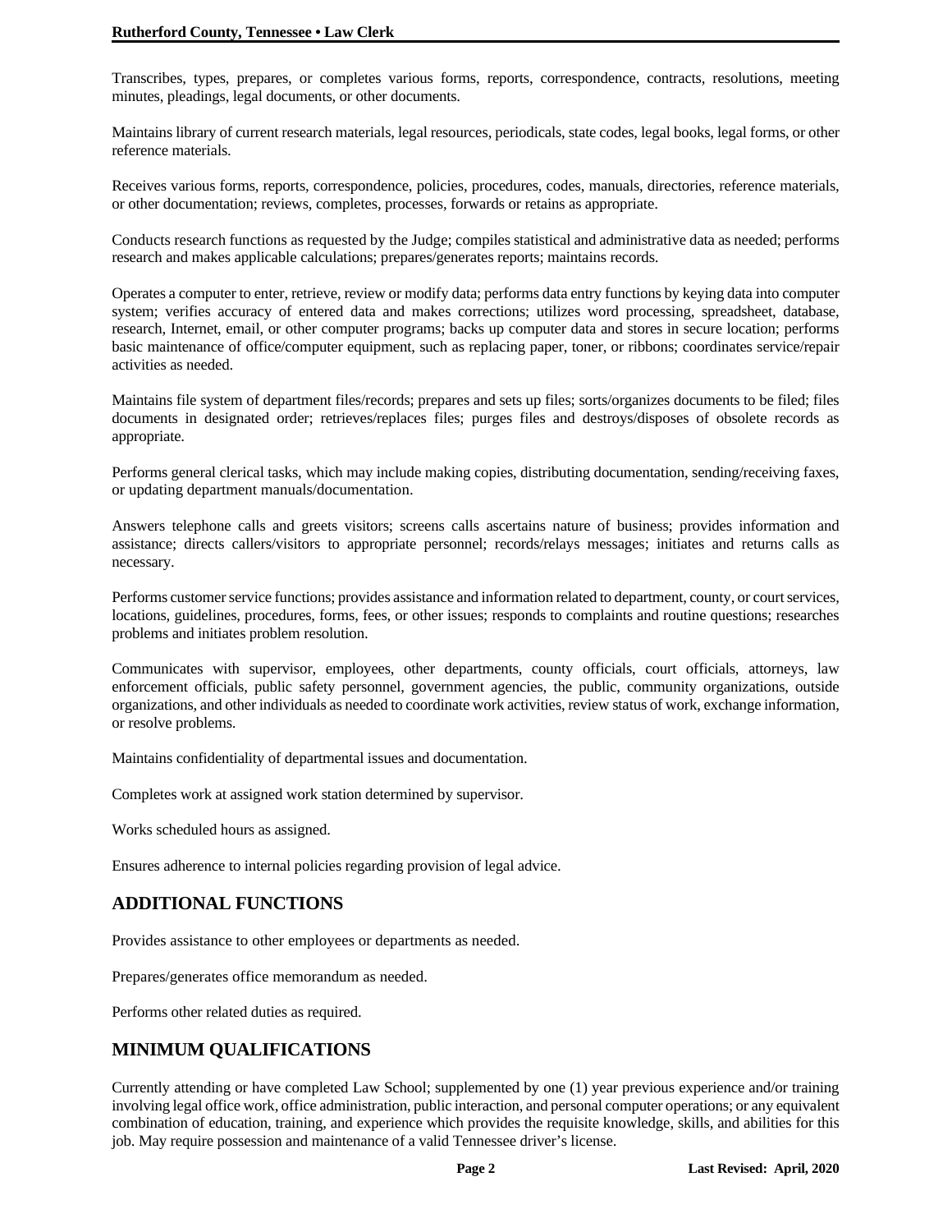Transcribes, types, prepares, or completes various forms, reports, correspondence, contracts, resolutions, meeting minutes, pleadings, legal documents, or other documents.

Maintains library of current research materials, legal resources, periodicals, state codes, legal books, legal forms, or other reference materials.

Receives various forms, reports, correspondence, policies, procedures, codes, manuals, directories, reference materials, or other documentation; reviews, completes, processes, forwards or retains as appropriate.

Conducts research functions as requested by the Judge; compiles statistical and administrative data as needed; performs research and makes applicable calculations; prepares/generates reports; maintains records.

Operates a computer to enter, retrieve, review or modify data; performs data entry functions by keying data into computer system; verifies accuracy of entered data and makes corrections; utilizes word processing, spreadsheet, database, research, Internet, email, or other computer programs; backs up computer data and stores in secure location; performs basic maintenance of office/computer equipment, such as replacing paper, toner, or ribbons; coordinates service/repair activities as needed.

Maintains file system of department files/records; prepares and sets up files; sorts/organizes documents to be filed; files documents in designated order; retrieves/replaces files; purges files and destroys/disposes of obsolete records as appropriate.

Performs general clerical tasks, which may include making copies, distributing documentation, sending/receiving faxes, or updating department manuals/documentation.

Answers telephone calls and greets visitors; screens calls ascertains nature of business; provides information and assistance; directs callers/visitors to appropriate personnel; records/relays messages; initiates and returns calls as necessary.

Performs customer service functions; provides assistance and information related to department, county, or court services, locations, guidelines, procedures, forms, fees, or other issues; responds to complaints and routine questions; researches problems and initiates problem resolution.

Communicates with supervisor, employees, other departments, county officials, court officials, attorneys, law enforcement officials, public safety personnel, government agencies, the public, community organizations, outside organizations, and other individuals as needed to coordinate work activities, review status of work, exchange information, or resolve problems.

Maintains confidentiality of departmental issues and documentation.

Completes work at assigned work station determined by supervisor.

Works scheduled hours as assigned.

Ensures adherence to internal policies regarding provision of legal advice.

## ADDITIONAL FUNCTIONS

Provides assistance to other employees or departments as needed.

Prepares/generates office memorandum as needed.

Performs other related duties as required.

## MINIMUM QUALIFICATIONS

Currently attending or have completed Law School; supplemented by one (1) year previous experience and/or training involving legal office work, office administration, public interaction, and personal computer operations; or any equivalent combination of education, training, and experience which provides the requisite knowledge, skills, and abilities for this job. May require possession and maintenance of a valid Tennessee driver's license.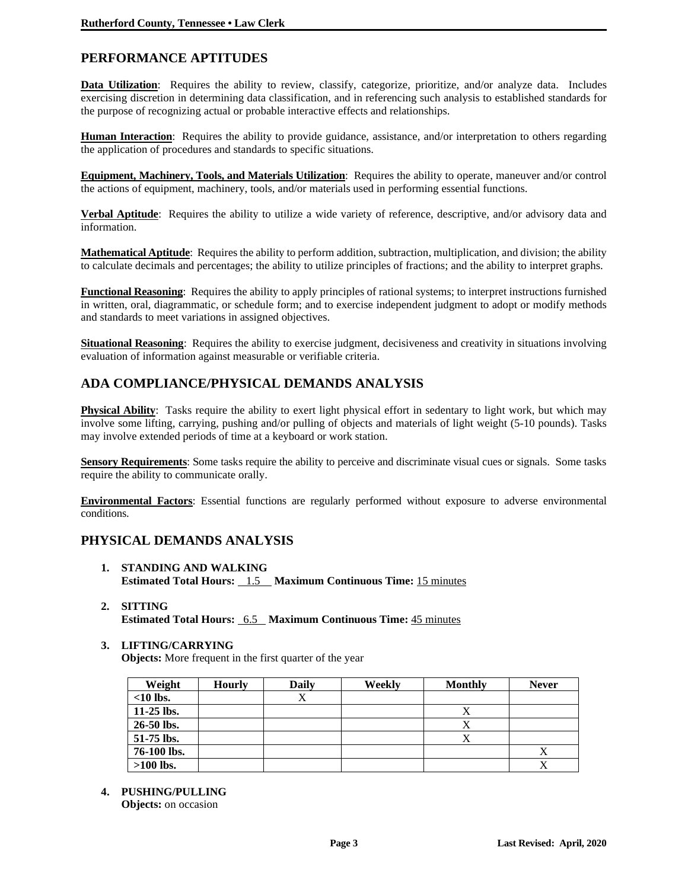## PERFORMANCE APTITUDES

**Data Utilization**: Requires the ability to review, classify, categorize, prioritize, and/or analyze data. Includes exercising discretion in determining data classification, and in referencing such analysis to established standards for the purpose of recognizing actual or probable interactive effects and relationships.

**Human Interaction**: Requires the ability to provide guidance, assistance, and/or interpretation to others regarding the application of procedures and standards to specific situations.

**Equipment, Machinery, Tools, and Materials Utilization**: Requires the ability to operate, maneuver and/or control the actions of equipment, machinery, tools, and/or materials used in performing essential functions.

**Verbal Aptitude**: Requires the ability to utilize a wide variety of reference, descriptive, and/or advisory data and information.

**Mathematical Aptitude**: Requires the ability to perform addition, subtraction, multiplication, and division; the ability to calculate decimals and percentages; the ability to utilize principles of fractions; and the ability to interpret graphs.

**Functional Reasoning**: Requires the ability to apply principles of rational systems; to interpret instructions furnished in written, oral, diagrammatic, or schedule form; and to exercise independent judgment to adopt or modify methods and standards to meet variations in assigned objectives.

**Situational Reasoning**: Requires the ability to exercise judgment, decisiveness and creativity in situations involving evaluation of information against measurable or verifiable criteria.

## ADA COMPLIANCE/PHYSICAL DEMANDS ANALYSIS

**Physical Ability**: Tasks require the ability to exert light physical effort in sedentary to light work, but which may involve some lifting, carrying, pushing and/or pulling of objects and materials of light weight (5-10 pounds). Tasks may involve extended periods of time at a keyboard or work station.

**Sensory Requirements**: Some tasks require the ability to perceive and discriminate visual cues or signals. Some tasks require the ability to communicate orally.

**Environmental Factors**: Essential functions are regularly performed without exposure to adverse environmental conditions.

## PHYSICAL DEMANDS ANALYSIS

1. **STANDING AND WALKING**
   **Estimated Total Hours:** 1.5 **Maximum Continuous Time:** 15 minutes

2. **SITTING**
   **Estimated Total Hours:** 6.5 **Maximum Continuous Time:** 45 minutes

3. **LIFTING/CARRYING**
   **Objects:** More frequent in the first quarter of the year

| Weight | Hourly | Daily | Weekly | Monthly | Never |
|---|---|---|---|---|---|
| **<10 lbs.** | | X | | | |
| **11-25 lbs.** | | | | X | |
| **26-50 lbs.** | | | | X | |
| **51-75 lbs.** | | | | X | |
| **76-100 lbs.** | | | | | X |
| **>100 lbs.** | | | | | X |

4. **PUSHING/PULLING**
   **Objects:** on occasion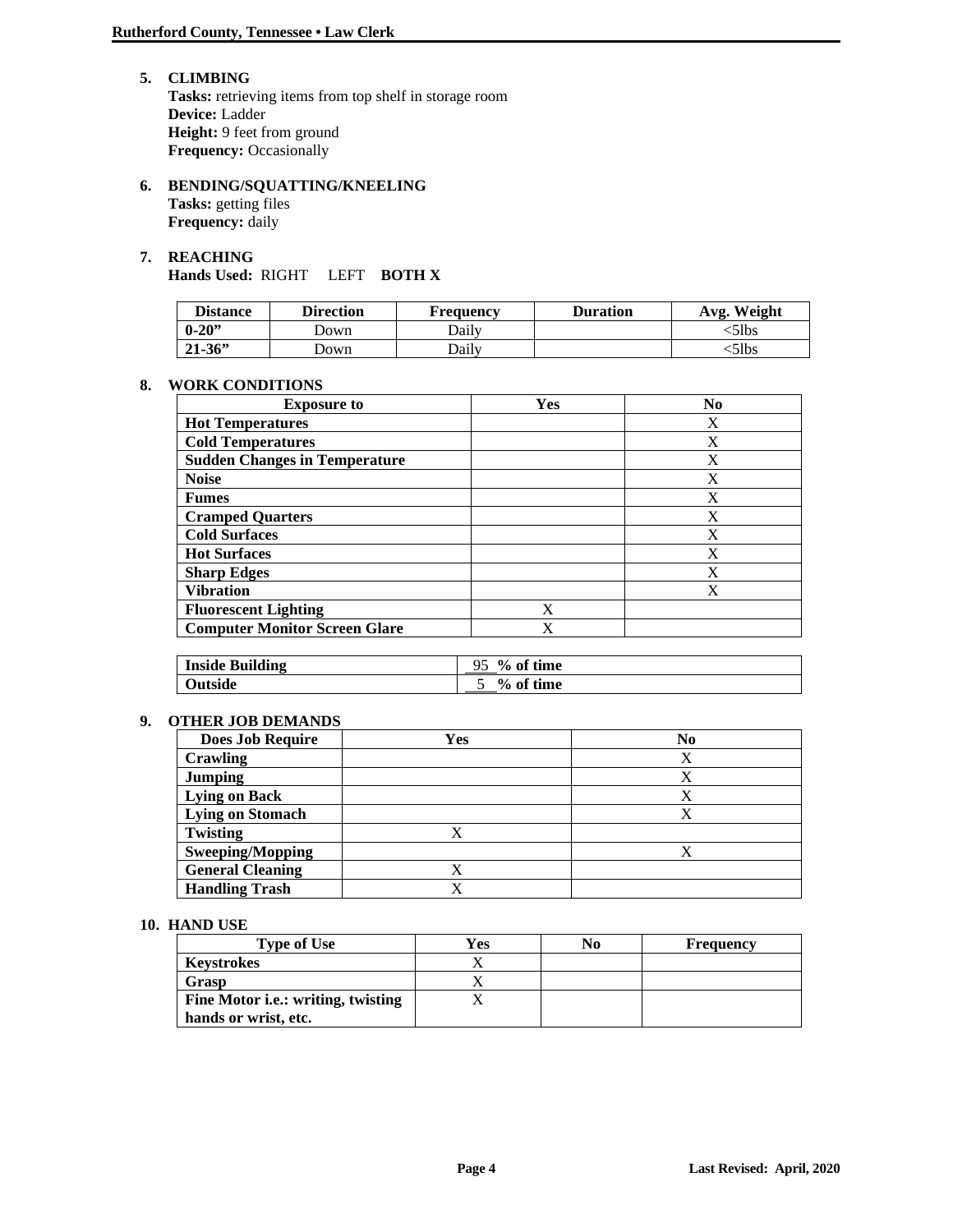5. **CLIMBING**
**Tasks:** retrieving items from top shelf in storage room
**Device:** Ladder
**Height:** 9 feet from ground
**Frequency:** Occasionally

6. **BENDING/SQUATTING/KNEELING**
**Tasks:** getting files
**Frequency:** daily

7. **REACHING**
**Hands Used:** RIGHT LEFT **BOTH X**

| Distance | Direction | Frequency | Duration | Avg. Weight |
|---|---|---|---|---|
| **0-20"** | Down | Daily | | <5lbs |
| **21-36"** | Down | Daily | | <5lbs |

8. **WORK CONDITIONS**

| Exposure to | Yes | No |
|---|---|---|
| **Hot Temperatures** | | X |
| **Cold Temperatures** | | X |
| **Sudden Changes in Temperature** | | X |
| **Noise** | | X |
| **Fumes** | | X |
| **Cramped Quarters** | | X |
| **Cold Surfaces** | | X |
| **Hot Surfaces** | | X |
| **Sharp Edges** | | X |
| **Vibration** | | X |
| **Fluorescent Lighting** | X | |
| **Computer Monitor Screen Glare** | X | |

| | |
|---|---|
| **Inside Building** | 95 **% of time** |
| **Outside** | 5 **% of time** |

9. **OTHER JOB DEMANDS**

| Does Job Require | Yes | No |
|---|---|---|
| **Crawling** | | X |
| **Jumping** | | X |
| **Lying on Back** | | X |
| **Lying on Stomach** | | X |
| **Twisting** | X | |
| **Sweeping/Mopping** | | X |
| **General Cleaning** | X | |
| **Handling Trash** | X | |

10. **HAND USE**

| Type of Use | Yes | No | Frequency |
|---|---|---|---|
| **Keystrokes** | X | | |
| **Grasp** | X | | |
| **Fine Motor i.e.: writing, twisting hands or wrist, etc.** | X | | |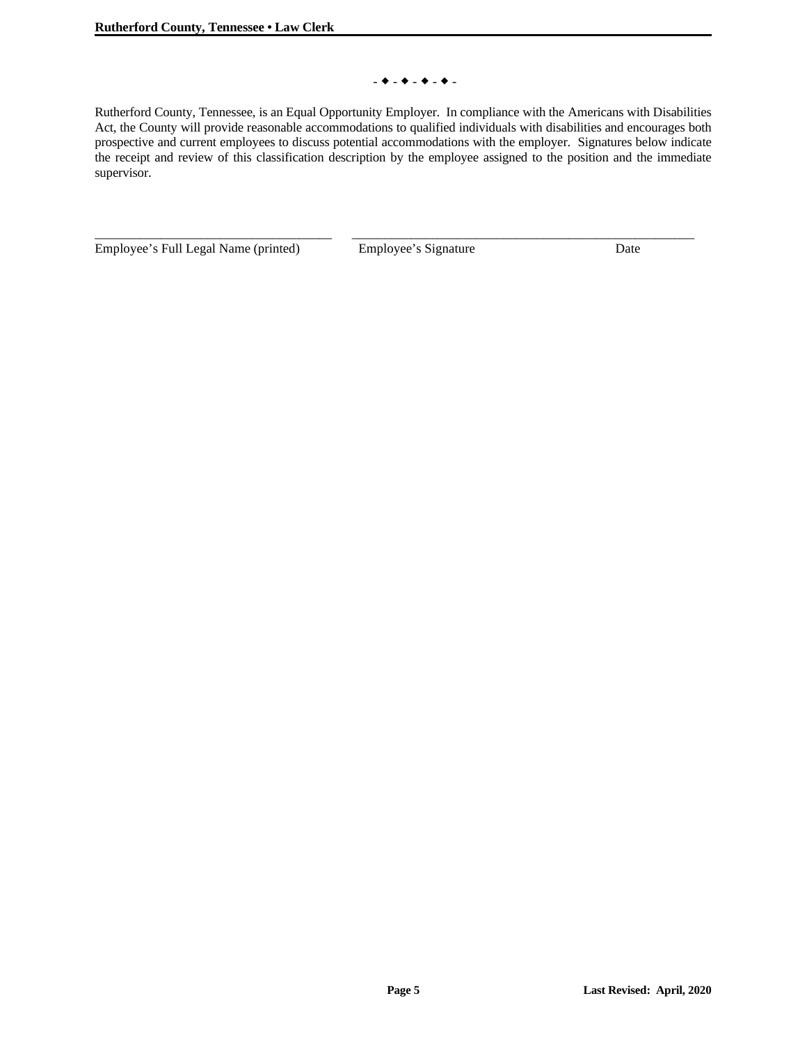- ◆ - ◆ - ◆ - ◆ -

Rutherford County, Tennessee, is an Equal Opportunity Employer. In compliance with the Americans with Disabilities Act, the County will provide reasonable accommodations to qualified individuals with disabilities and encourages both prospective and current employees to discuss potential accommodations with the employer. Signatures below indicate the receipt and review of this classification description by the employee assigned to the position and the immediate supervisor.

_____________________________________ _____________________________________________________

Employee's Full Legal Name (printed) Employee's Signature Date